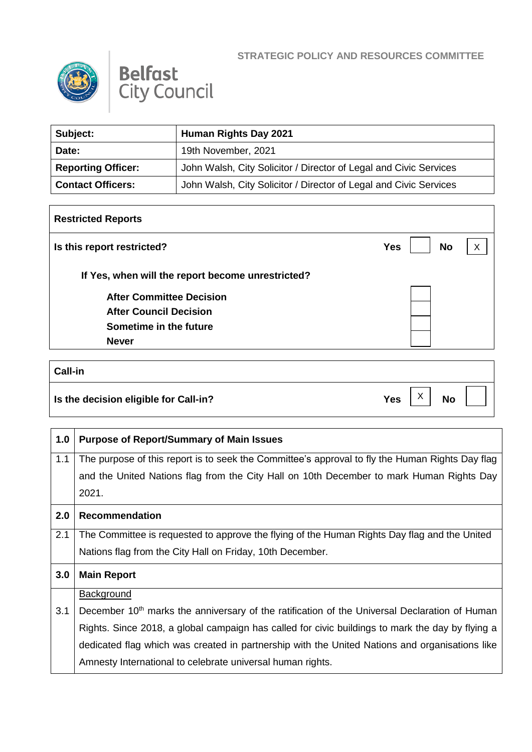STRATEGIC POLICY AND RESOURCES COMMITTEE

Belfast City Council

| Subject: | Human Rights Day 2021 |
|---|---|
| Date: | 19th November, 2021 |
| Reporting Officer: | John Walsh, City Solicitor / Director of Legal and Civic Services |
| Contact Officers: | John Walsh, City Solicitor / Director of Legal and Civic Services |

| Restricted Reports | | | | |
|---|---|---|---|---|
| Is this report restricted? | Yes | | No | X |
| If Yes, when will the report become unrestricted? | | | | |
| After Committee Decision | | | | |
| After Council Decision | | | | |
| Sometime in the future | | | | |
| Never | | | | |

| Call-in | | | | |
|---|---|---|---|---|
| Is the decision eligible for Call-in? | Yes | X | No | |

| | |
|---|---|
| **1.0** | **Purpose of Report/Summary of Main Issues** |
| 1.1 | The purpose of this report is to seek the Committee's approval to fly the Human Rights Day flag and the United Nations flag from the City Hall on 10th December to mark Human Rights Day 2021. |
| **2.0** | **Recommendation** |
| 2.1 | The Committee is requested to approve the flying of the Human Rights Day flag and the United Nations flag from the City Hall on Friday, 10th December. |
| **3.0** | **Main Report** |
| | <u>Background</u> |
| 3.1 | December 10th marks the anniversary of the ratification of the Universal Declaration of Human Rights. Since 2018, a global campaign has called for civic buildings to mark the day by flying a dedicated flag which was created in partnership with the United Nations and organisations like Amnesty International to celebrate universal human rights. |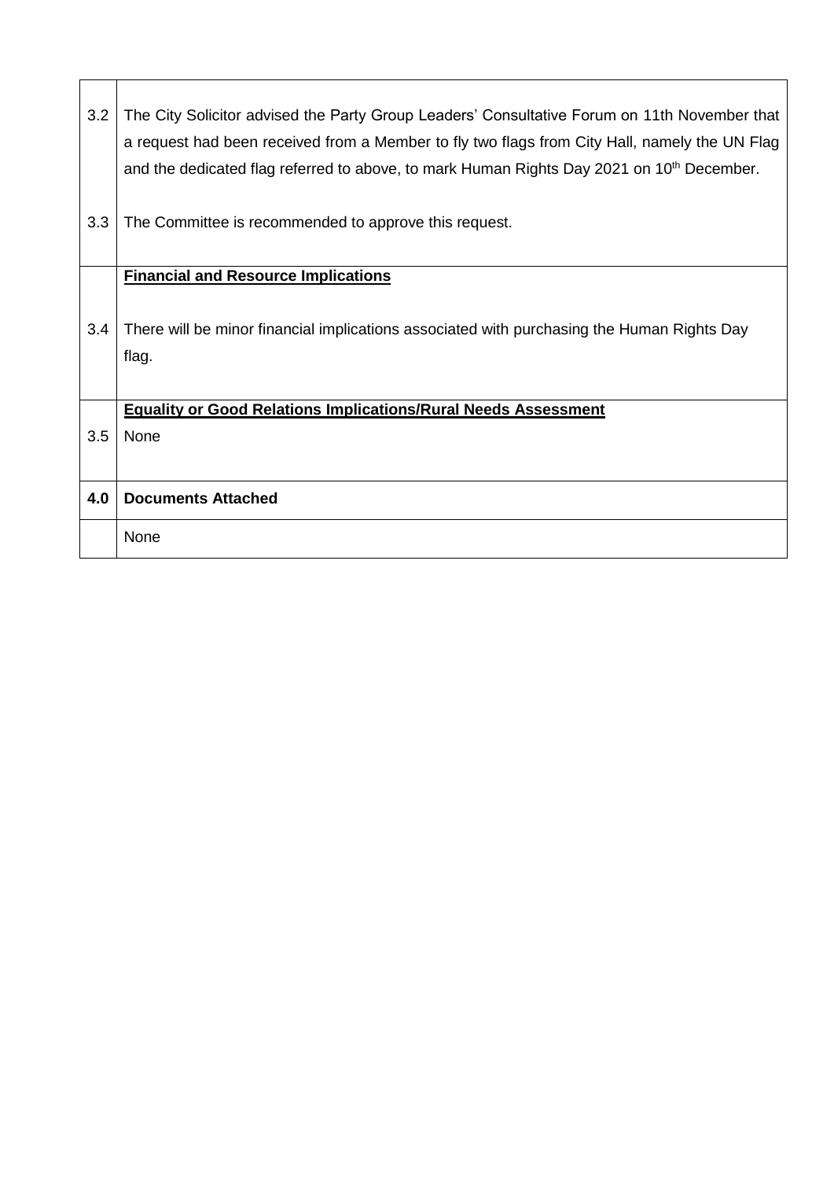| | |
|---|---|
| 3.2 | The City Solicitor advised the Party Group Leaders' Consultative Forum on 11th November that a request had been received from a Member to fly two flags from City Hall, namely the UN Flag and the dedicated flag referred to above, to mark Human Rights Day 2021 on 10th December. |
| 3.3 | The Committee is recommended to approve this request. |
| | **Financial and Resource Implications** |
| 3.4 | There will be minor financial implications associated with purchasing the Human Rights Day flag. |
| | **Equality or Good Relations Implications/Rural Needs Assessment** |
| 3.5 | None |
| **4.0** | **Documents Attached** |
| | None |